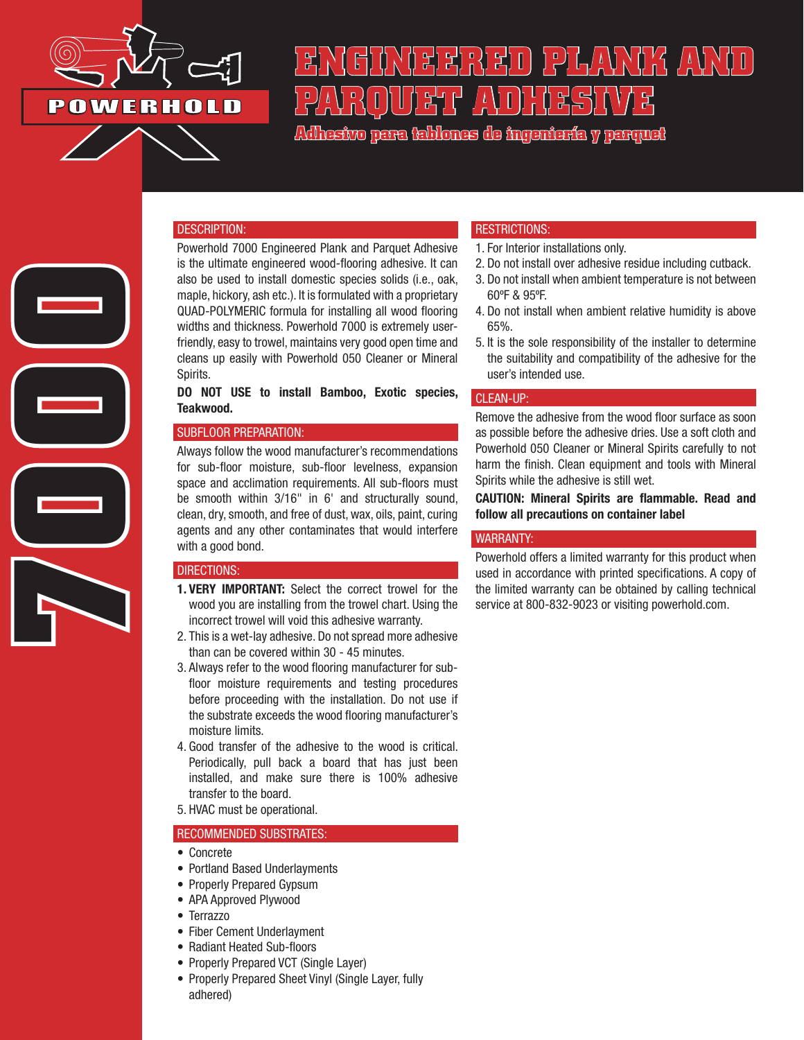POWERHOLD

# ENGINEERED PLANK AND PARQUET ADHESIVE

## Adhesivo para tablones de ingeniería y parquet

7000

### DESCRIPTION:

Powerhold 7000 Engineered Plank and Parquet Adhesive is the ultimate engineered wood-flooring adhesive. It can also be used to install domestic species solids (i.e., oak, maple, hickory, ash etc.). It is formulated with a proprietary QUAD-POLYMERIC formula for installing all wood flooring widths and thickness. Powerhold 7000 is extremely user-friendly, easy to trowel, maintains very good open time and cleans up easily with Powerhold 050 Cleaner or Mineral Spirits.

**DO NOT USE to install Bamboo, Exotic species, Teakwood.**

### SUBFLOOR PREPARATION:

Always follow the wood manufacturer's recommendations for sub-floor moisture, sub-floor levelness, expansion space and acclimation requirements. All sub-floors must be smooth within 3/16" in 6' and structurally sound, clean, dry, smooth, and free of dust, wax, oils, paint, curing agents and any other contaminates that would interfere with a good bond.

### DIRECTIONS:

1. **VERY IMPORTANT:** Select the correct trowel for the wood you are installing from the trowel chart. Using the incorrect trowel will void this adhesive warranty.
2. This is a wet-lay adhesive. Do not spread more adhesive than can be covered within 30 - 45 minutes.
3. Always refer to the wood flooring manufacturer for sub-floor moisture requirements and testing procedures before proceeding with the installation. Do not use if the substrate exceeds the wood flooring manufacturer's moisture limits.
4. Good transfer of the adhesive to the wood is critical. Periodically, pull back a board that has just been installed, and make sure there is 100% adhesive transfer to the board.
5. HVAC must be operational.

### RECOMMENDED SUBSTRATES:

- Concrete
- Portland Based Underlayments
- Properly Prepared Gypsum
- APA Approved Plywood
- Terrazzo
- Fiber Cement Underlayment
- Radiant Heated Sub-floors
- Properly Prepared VCT (Single Layer)
- Properly Prepared Sheet Vinyl (Single Layer, fully adhered)

### RESTRICTIONS:

1. For Interior installations only.
2. Do not install over adhesive residue including cutback.
3. Do not install when ambient temperature is not between 60ºF & 95ºF.
4. Do not install when ambient relative humidity is above 65%.
5. It is the sole responsibility of the installer to determine the suitability and compatibility of the adhesive for the user's intended use.

### CLEAN-UP:

Remove the adhesive from the wood floor surface as soon as possible before the adhesive dries. Use a soft cloth and Powerhold 050 Cleaner or Mineral Spirits carefully to not harm the finish. Clean equipment and tools with Mineral Spirits while the adhesive is still wet.

**CAUTION: Mineral Spirits are flammable. Read and follow all precautions on container label**

### WARRANTY:

Powerhold offers a limited warranty for this product when used in accordance with printed specifications. A copy of the limited warranty can be obtained by calling technical service at 800-832-9023 or visiting powerhold.com.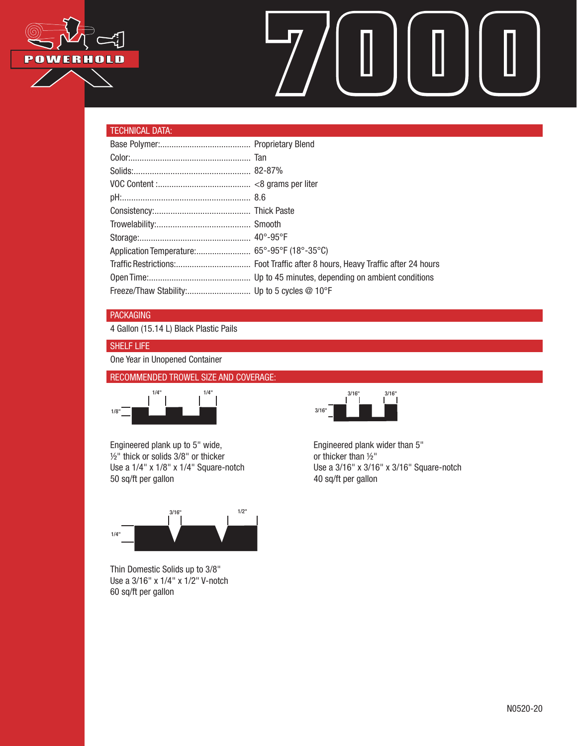# POWERHOLD 7000

## TECHNICAL DATA:

| | |
|---|---|
| Base Polymer: | Proprietary Blend |
| Color: | Tan |
| Solids: | 82-87% |
| VOC Content : | <8 grams per liter |
| pH: | 8.6 |
| Consistency: | Thick Paste |
| Trowelability: | Smooth |
| Storage: | 40°-95°F |
| Application Temperature: | 65°-95°F (18°-35°C) |
| Traffic Restrictions: | Foot Traffic after 8 hours, Heavy Traffic after 24 hours |
| Open Time: | Up to 45 minutes, depending on ambient conditions |
| Freeze/Thaw Stability: | Up to 5 cycles @ 10°F |

## PACKAGING

4 Gallon (15.14 L) Black Plastic Pails

## SHELF LIFE

One Year in Unopened Container

## RECOMMENDED TROWEL SIZE AND COVERAGE:

1/4" 1/4" 1/8"

Engineered plank up to 5" wide,
½" thick or solids 3/8" or thicker
Use a 1/4" x 1/8" x 1/4" Square-notch
50 sq/ft per gallon

3/16" 3/16" 3/16"

Engineered plank wider than 5"
or thicker than ½"
Use a 3/16" x 3/16" x 3/16" Square-notch
40 sq/ft per gallon

3/16" 1/2" 1/4"

Thin Domestic Solids up to 3/8"
Use a 3/16" x 1/4" x 1/2" V-notch
60 sq/ft per gallon

N0520-20